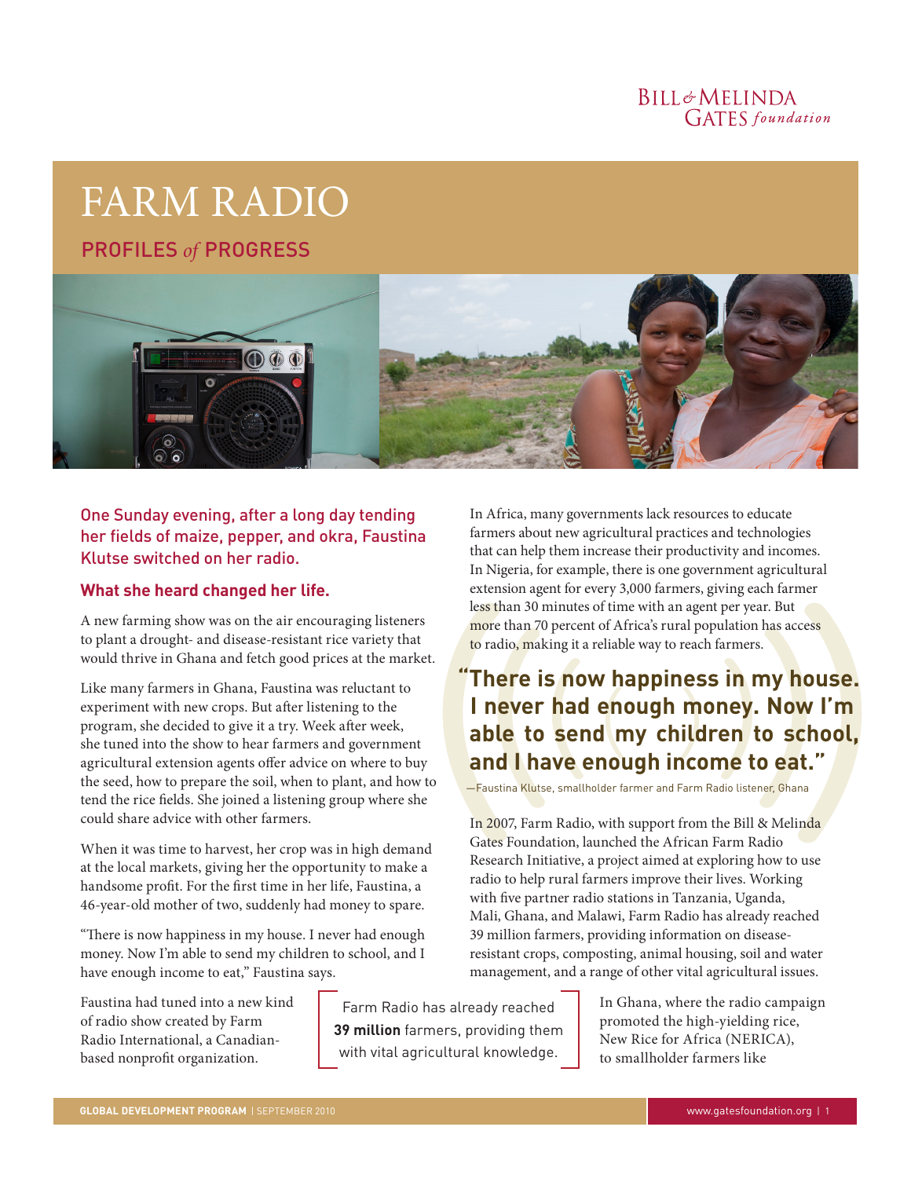# FARM RADIO

## PROFILES *of* PROGRESS

One Sunday evening, after a long day tending her fields of maize, pepper, and okra, Faustina Klutse switched on her radio.

**What she heard changed her life.**

A new farming show was on the air encouraging listeners to plant a drought- and disease-resistant rice variety that would thrive in Ghana and fetch good prices at the market.

Like many farmers in Ghana, Faustina was reluctant to experiment with new crops. But after listening to the program, she decided to give it a try. Week after week, she tuned into the show to hear farmers and government agricultural extension agents offer advice on where to buy the seed, how to prepare the soil, when to plant, and how to tend the rice fields. She joined a listening group where she could share advice with other farmers.

When it was time to harvest, her crop was in high demand at the local markets, giving her the opportunity to make a handsome profit. For the first time in her life, Faustina, a 46-year-old mother of two, suddenly had money to spare.

"There is now happiness in my house. I never had enough money. Now I'm able to send my children to school, and I have enough income to eat," Faustina says.

Faustina had tuned into a new kind of radio show created by Farm Radio International, a Canadian-based nonprofit organization.

> Farm Radio has already reached **39 million** farmers, providing them with vital agricultural knowledge.

In Africa, many governments lack resources to educate farmers about new agricultural practices and technologies that can help them increase their productivity and incomes. In Nigeria, for example, there is one government agricultural extension agent for every 3,000 farmers, giving each farmer less than 30 minutes of time with an agent per year. But more than 70 percent of Africa's rural population has access to radio, making it a reliable way to reach farmers.

> **"There is now happiness in my house. I never had enough money. Now I'm able to send my children to school, and I have enough income to eat."**
>
> —Faustina Klutse, smallholder farmer and Farm Radio listener, Ghana

In 2007, Farm Radio, with support from the Bill & Melinda Gates Foundation, launched the African Farm Radio Research Initiative, a project aimed at exploring how to use radio to help rural farmers improve their lives. Working with five partner radio stations in Tanzania, Uganda, Mali, Ghana, and Malawi, Farm Radio has already reached 39 million farmers, providing information on disease-resistant crops, composting, animal housing, soil and water management, and a range of other vital agricultural issues.

In Ghana, where the radio campaign promoted the high-yielding rice, New Rice for Africa (NERICA), to smallholder farmers like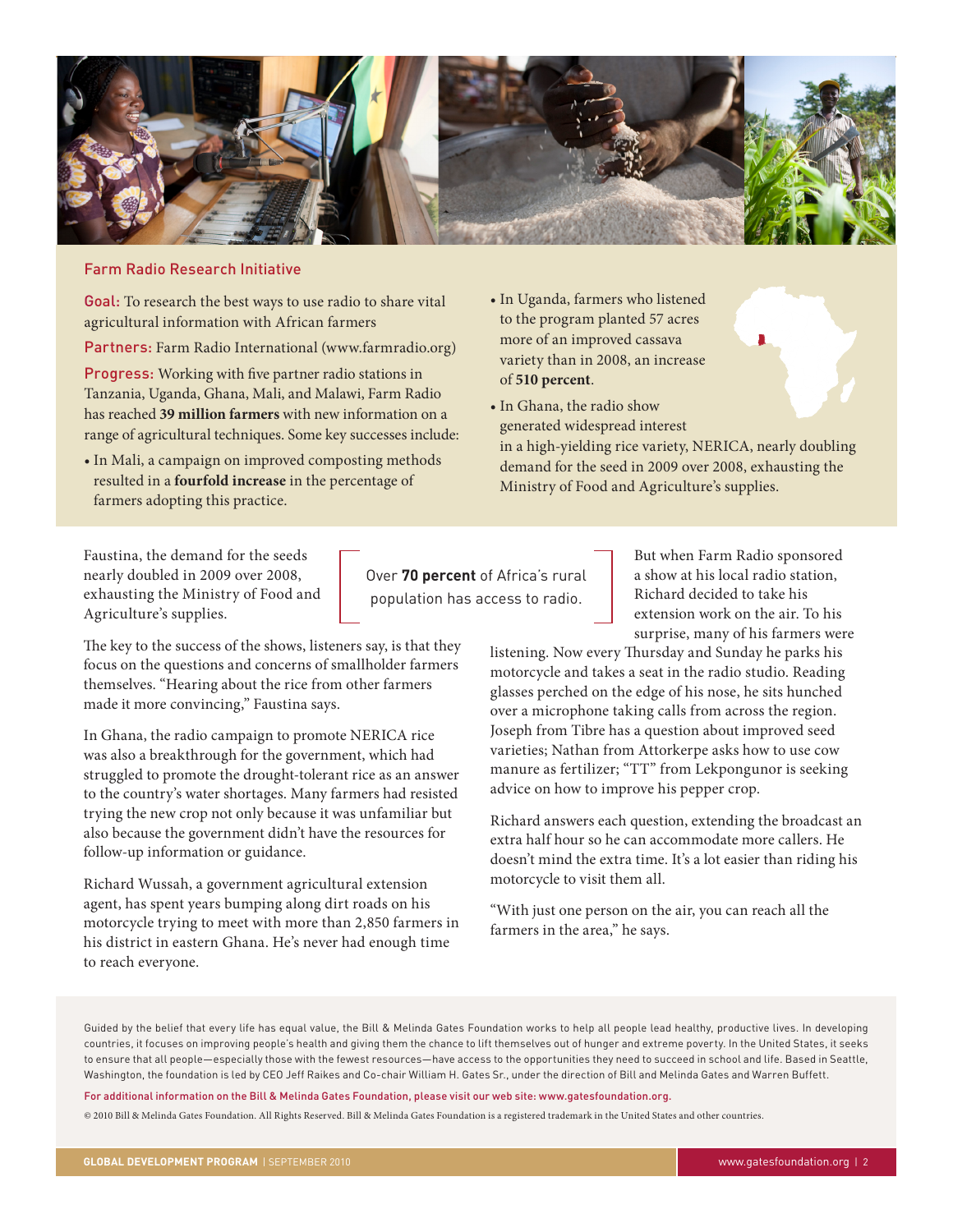## Farm Radio Research Initiative

**Goal:** To research the best ways to use radio to share vital agricultural information with African farmers

**Partners:** Farm Radio International (www.farmradio.org)

**Progress:** Working with five partner radio stations in Tanzania, Uganda, Ghana, Mali, and Malawi, Farm Radio has reached **39 million farmers** with new information on a range of agricultural techniques. Some key successes include:

- In Mali, a campaign on improved composting methods resulted in a **fourfold increase** in the percentage of farmers adopting this practice.
- In Uganda, farmers who listened to the program planted 57 acres more of an improved cassava variety than in 2008, an increase of **510 percent**.
- In Ghana, the radio show generated widespread interest in a high-yielding rice variety, NERICA, nearly doubling demand for the seed in 2009 over 2008, exhausting the Ministry of Food and Agriculture's supplies.

Faustina, the demand for the seeds nearly doubled in 2009 over 2008, exhausting the Ministry of Food and Agriculture's supplies.

> Over **70 percent** of Africa's rural population has access to radio.

The key to the success of the shows, listeners say, is that they focus on the questions and concerns of smallholder farmers themselves. "Hearing about the rice from other farmers made it more convincing," Faustina says.

In Ghana, the radio campaign to promote NERICA rice was also a breakthrough for the government, which had struggled to promote the drought-tolerant rice as an answer to the country's water shortages. Many farmers had resisted trying the new crop not only because it was unfamiliar but also because the government didn't have the resources for follow-up information or guidance.

Richard Wussah, a government agricultural extension agent, has spent years bumping along dirt roads on his motorcycle trying to meet with more than 2,850 farmers in his district in eastern Ghana. He's never had enough time to reach everyone.

But when Farm Radio sponsored a show at his local radio station, Richard decided to take his extension work on the air. To his surprise, many of his farmers were listening. Now every Thursday and Sunday he parks his motorcycle and takes a seat in the radio studio. Reading glasses perched on the edge of his nose, he sits hunched over a microphone taking calls from across the region. Joseph from Tibre has a question about improved seed varieties; Nathan from Attorkerpe asks how to use cow manure as fertilizer; "TT" from Lekpongunor is seeking advice on how to improve his pepper crop.

Richard answers each question, extending the broadcast an extra half hour so he can accommodate more callers. He doesn't mind the extra time. It's a lot easier than riding his motorcycle to visit them all.

"With just one person on the air, you can reach all the farmers in the area," he says.

Guided by the belief that every life has equal value, the Bill & Melinda Gates Foundation works to help all people lead healthy, productive lives. In developing countries, it focuses on improving people's health and giving them the chance to lift themselves out of hunger and extreme poverty. In the United States, it seeks to ensure that all people—especially those with the fewest resources—have access to the opportunities they need to succeed in school and life. Based in Seattle, Washington, the foundation is led by CEO Jeff Raikes and Co-chair William H. Gates Sr., under the direction of Bill and Melinda Gates and Warren Buffett.

For additional information on the Bill & Melinda Gates Foundation, please visit our web site: www.gatesfoundation.org.

© 2010 Bill & Melinda Gates Foundation. All Rights Reserved. Bill & Melinda Gates Foundation is a registered trademark in the United States and other countries.